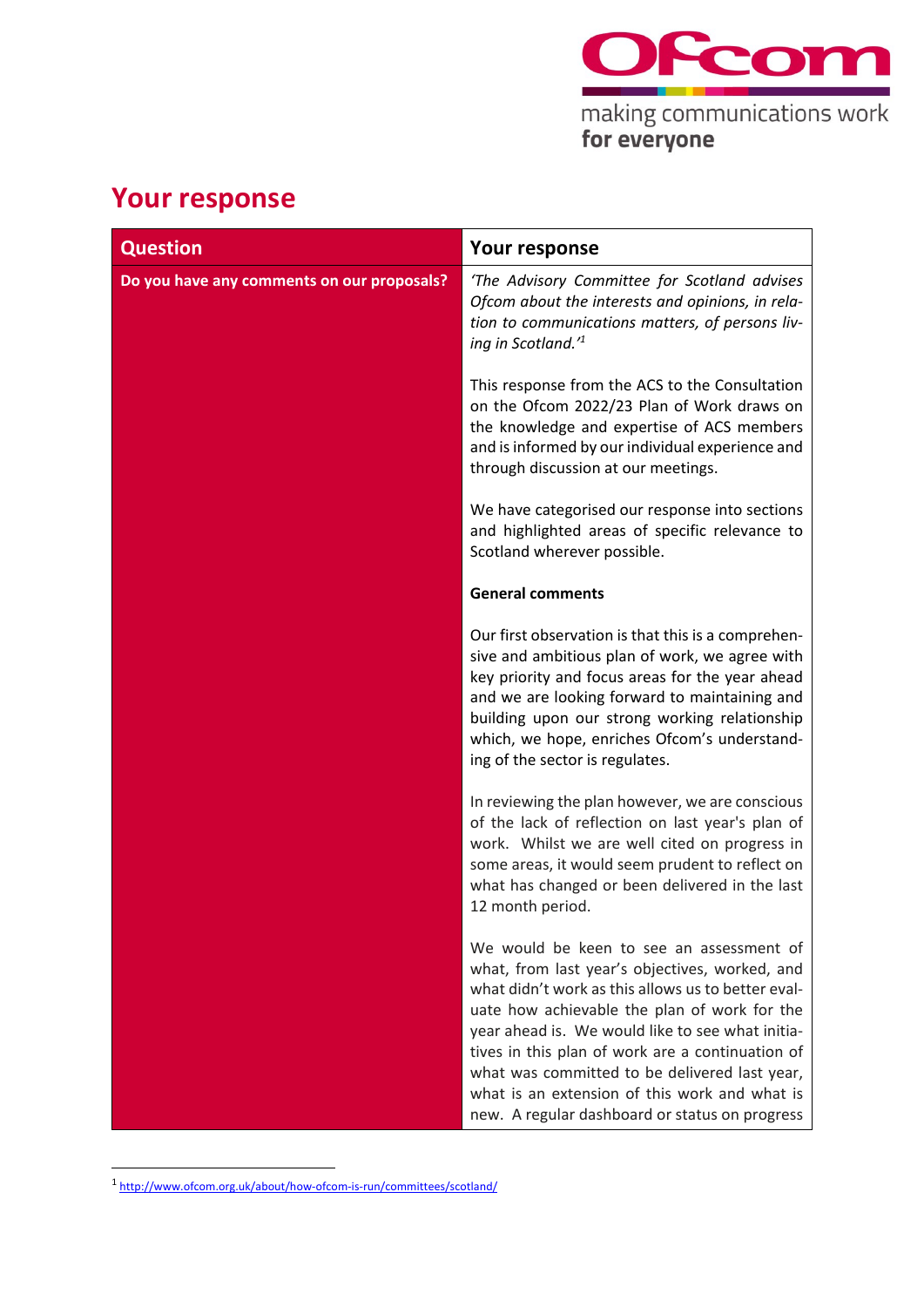# Your response

| Question | Your response |
|---|---|
| **Do you have any comments on our proposals?** | *'The Advisory Committee for Scotland advises Ofcom about the interests and opinions, in relation to communications matters, of persons living in Scotland.'*[1]<br><br>This response from the ACS to the Consultation on the Ofcom 2022/23 Plan of Work draws on the knowledge and expertise of ACS members and is informed by our individual experience and through discussion at our meetings.<br><br>We have categorised our response into sections and highlighted areas of specific relevance to Scotland wherever possible.<br><br>**General comments**<br><br>Our first observation is that this is a comprehensive and ambitious plan of work, we agree with key priority and focus areas for the year ahead and we are looking forward to maintaining and building upon our strong working relationship which, we hope, enriches Ofcom's understanding of the sector is regulates.<br><br>In reviewing the plan however, we are conscious of the lack of reflection on last year's plan of work. Whilst we are well cited on progress in some areas, it would seem prudent to reflect on what has changed or been delivered in the last 12 month period.<br><br>We would be keen to see an assessment of what, from last year's objectives, worked, and what didn't work as this allows us to better evaluate how achievable the plan of work for the year ahead is. We would like to see what initiatives in this plan of work are a continuation of what was committed to be delivered last year, what is an extension of this work and what is new. A regular dashboard or status on progress |

[1] http://www.ofcom.org.uk/about/how-ofcom-is-run/committees/scotland/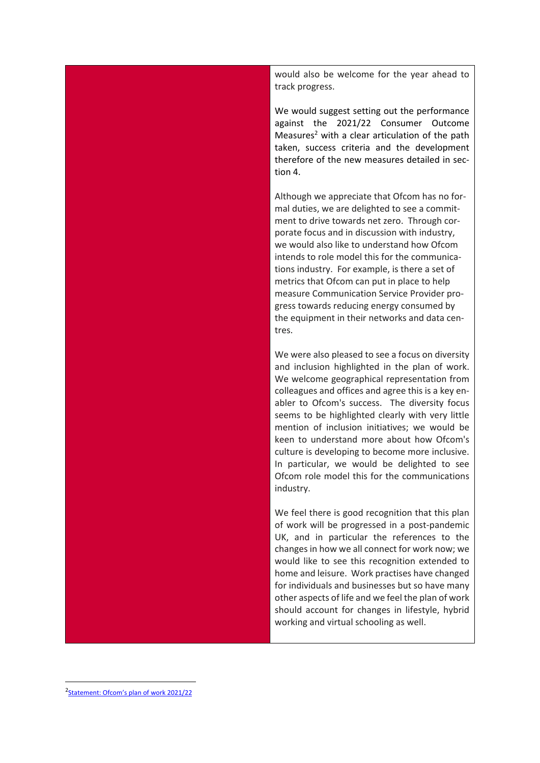would also be welcome for the year ahead to track progress.

We would suggest setting out the performance against the 2021/22 Consumer Outcome Measures[2] with a clear articulation of the path taken, success criteria and the development therefore of the new measures detailed in section 4.

Although we appreciate that Ofcom has no formal duties, we are delighted to see a commitment to drive towards net zero. Through corporate focus and in discussion with industry, we would also like to understand how Ofcom intends to role model this for the communications industry. For example, is there a set of metrics that Ofcom can put in place to help measure Communication Service Provider progress towards reducing energy consumed by the equipment in their networks and data centres.

We were also pleased to see a focus on diversity and inclusion highlighted in the plan of work. We welcome geographical representation from colleagues and offices and agree this is a key enabler to Ofcom's success. The diversity focus seems to be highlighted clearly with very little mention of inclusion initiatives; we would be keen to understand more about how Ofcom's culture is developing to become more inclusive. In particular, we would be delighted to see Ofcom role model this for the communications industry.

We feel there is good recognition that this plan of work will be progressed in a post-pandemic UK, and in particular the references to the changes in how we all connect for work now; we would like to see this recognition extended to home and leisure. Work practises have changed for individuals and businesses but so have many other aspects of life and we feel the plan of work should account for changes in lifestyle, hybrid working and virtual schooling as well.

[2] Statement: Ofcom's plan of work 2021/22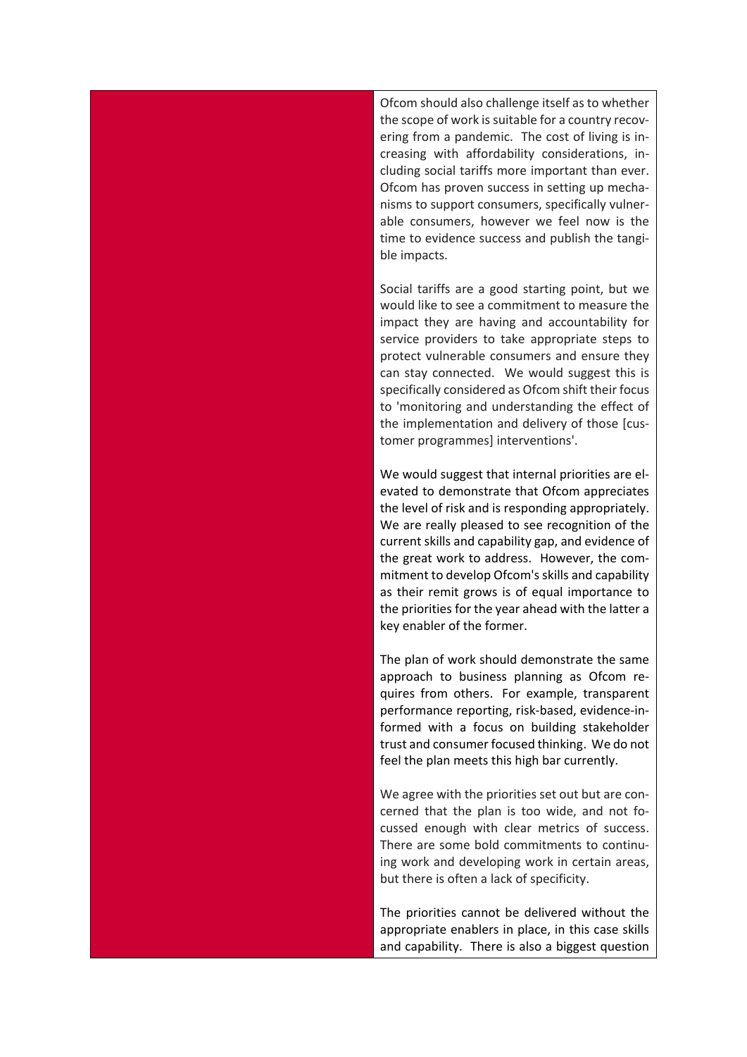Ofcom should also challenge itself as to whether the scope of work is suitable for a country recovering from a pandemic. The cost of living is increasing with affordability considerations, including social tariffs more important than ever. Ofcom has proven success in setting up mechanisms to support consumers, specifically vulnerable consumers, however we feel now is the time to evidence success and publish the tangible impacts.

Social tariffs are a good starting point, but we would like to see a commitment to measure the impact they are having and accountability for service providers to take appropriate steps to protect vulnerable consumers and ensure they can stay connected. We would suggest this is specifically considered as Ofcom shift their focus to 'monitoring and understanding the effect of the implementation and delivery of those [customer programmes] interventions'.

We would suggest that internal priorities are elevated to demonstrate that Ofcom appreciates the level of risk and is responding appropriately. We are really pleased to see recognition of the current skills and capability gap, and evidence of the great work to address. However, the commitment to develop Ofcom's skills and capability as their remit grows is of equal importance to the priorities for the year ahead with the latter a key enabler of the former.

The plan of work should demonstrate the same approach to business planning as Ofcom requires from others. For example, transparent performance reporting, risk-based, evidence-informed with a focus on building stakeholder trust and consumer focused thinking. We do not feel the plan meets this high bar currently.

We agree with the priorities set out but are concerned that the plan is too wide, and not focussed enough with clear metrics of success. There are some bold commitments to continuing work and developing work in certain areas, but there is often a lack of specificity.

The priorities cannot be delivered without the appropriate enablers in place, in this case skills and capability. There is also a biggest question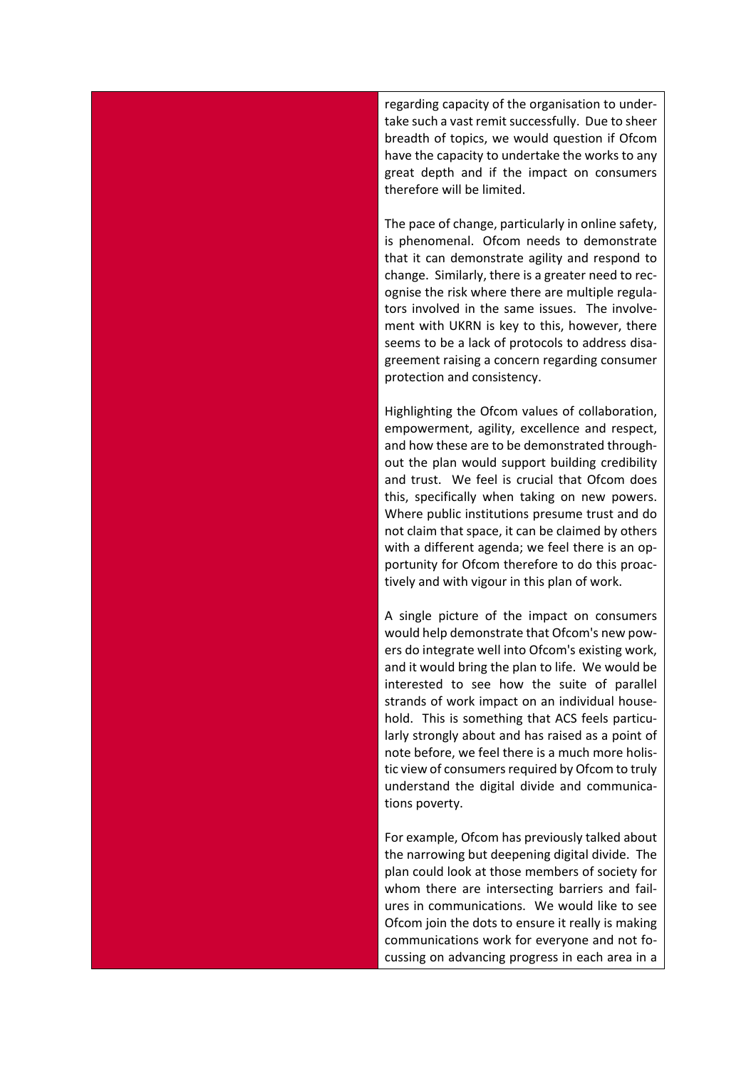regarding capacity of the organisation to undertake such a vast remit successfully. Due to sheer breadth of topics, we would question if Ofcom have the capacity to undertake the works to any great depth and if the impact on consumers therefore will be limited.

The pace of change, particularly in online safety, is phenomenal. Ofcom needs to demonstrate that it can demonstrate agility and respond to change. Similarly, there is a greater need to recognise the risk where there are multiple regulators involved in the same issues. The involvement with UKRN is key to this, however, there seems to be a lack of protocols to address disagreement raising a concern regarding consumer protection and consistency.

Highlighting the Ofcom values of collaboration, empowerment, agility, excellence and respect, and how these are to be demonstrated throughout the plan would support building credibility and trust. We feel is crucial that Ofcom does this, specifically when taking on new powers. Where public institutions presume trust and do not claim that space, it can be claimed by others with a different agenda; we feel there is an opportunity for Ofcom therefore to do this proactively and with vigour in this plan of work.

A single picture of the impact on consumers would help demonstrate that Ofcom's new powers do integrate well into Ofcom's existing work, and it would bring the plan to life. We would be interested to see how the suite of parallel strands of work impact on an individual household. This is something that ACS feels particularly strongly about and has raised as a point of note before, we feel there is a much more holistic view of consumers required by Ofcom to truly understand the digital divide and communications poverty.

For example, Ofcom has previously talked about the narrowing but deepening digital divide. The plan could look at those members of society for whom there are intersecting barriers and failures in communications. We would like to see Ofcom join the dots to ensure it really is making communications work for everyone and not focussing on advancing progress in each area in a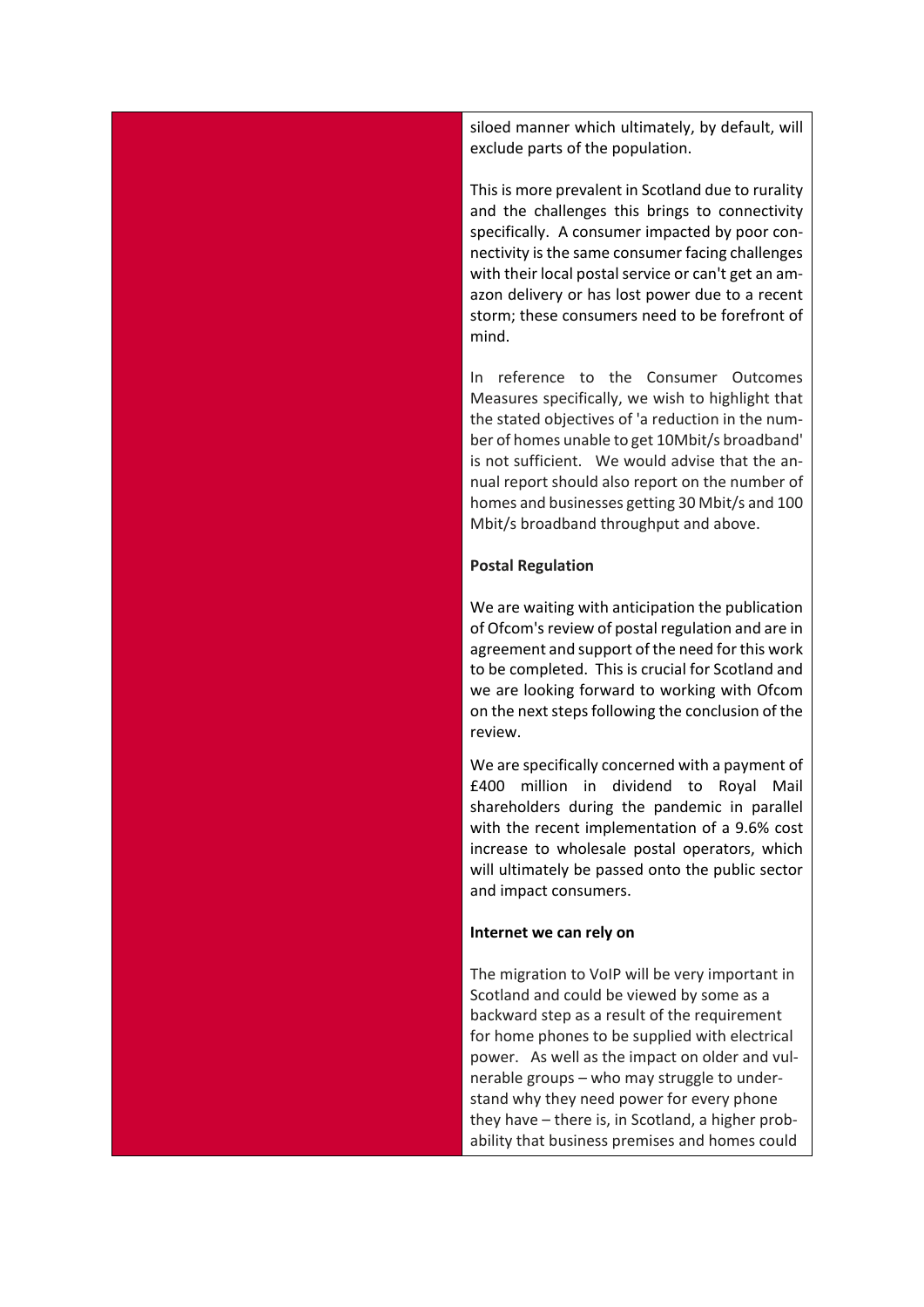siloed manner which ultimately, by default, will exclude parts of the population.

This is more prevalent in Scotland due to rurality and the challenges this brings to connectivity specifically. A consumer impacted by poor connectivity is the same consumer facing challenges with their local postal service or can't get an amazon delivery or has lost power due to a recent storm; these consumers need to be forefront of mind.

In reference to the Consumer Outcomes Measures specifically, we wish to highlight that the stated objectives of 'a reduction in the number of homes unable to get 10Mbit/s broadband' is not sufficient. We would advise that the annual report should also report on the number of homes and businesses getting 30 Mbit/s and 100 Mbit/s broadband throughput and above.

**Postal Regulation**

We are waiting with anticipation the publication of Ofcom's review of postal regulation and are in agreement and support of the need for this work to be completed. This is crucial for Scotland and we are looking forward to working with Ofcom on the next steps following the conclusion of the review.

We are specifically concerned with a payment of £400 million in dividend to Royal Mail shareholders during the pandemic in parallel with the recent implementation of a 9.6% cost increase to wholesale postal operators, which will ultimately be passed onto the public sector and impact consumers.

**Internet we can rely on**

The migration to VoIP will be very important in Scotland and could be viewed by some as a backward step as a result of the requirement for home phones to be supplied with electrical power. As well as the impact on older and vulnerable groups – who may struggle to understand why they need power for every phone they have – there is, in Scotland, a higher probability that business premises and homes could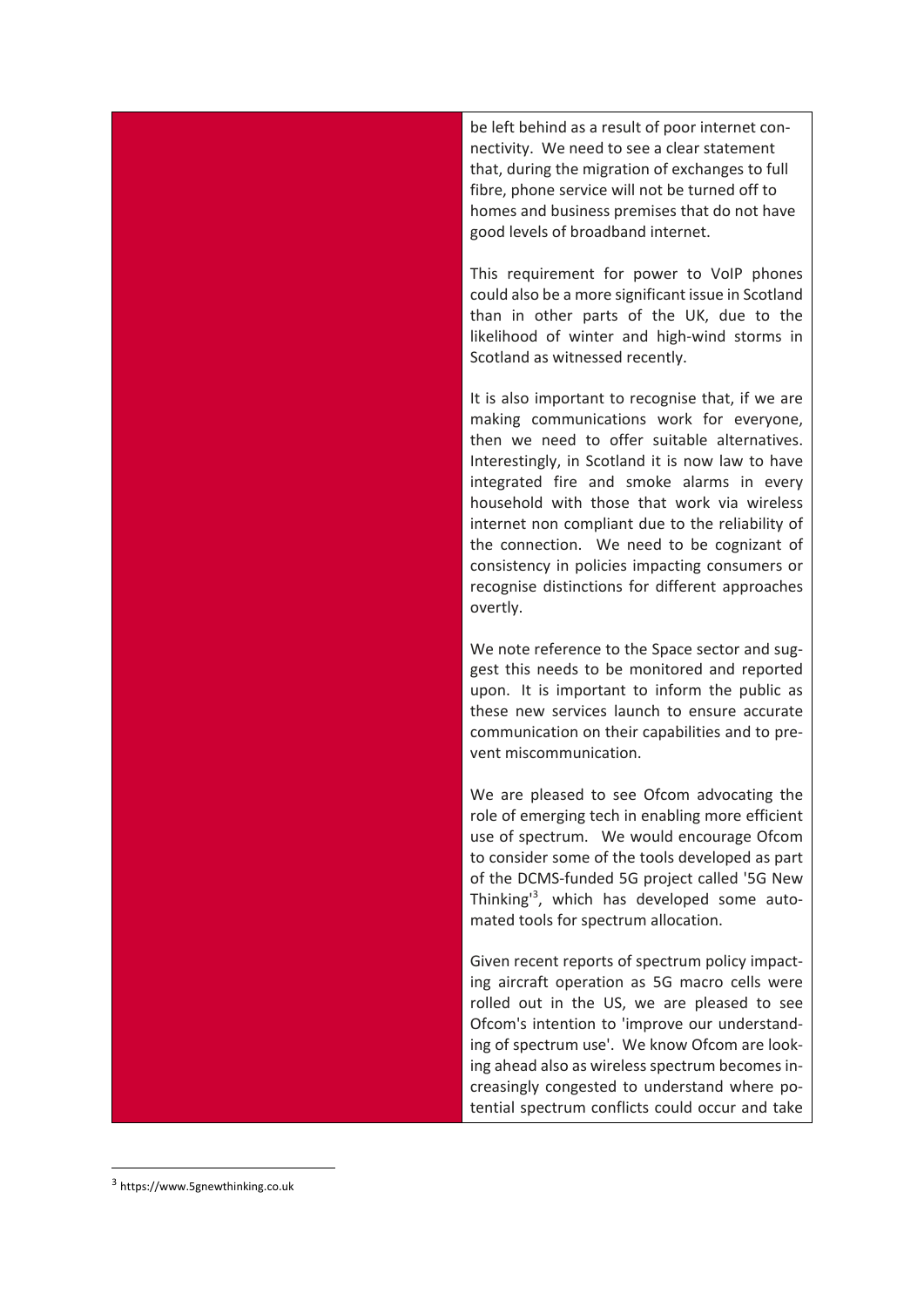be left behind as a result of poor internet connectivity. We need to see a clear statement that, during the migration of exchanges to full fibre, phone service will not be turned off to homes and business premises that do not have good levels of broadband internet.

This requirement for power to VoIP phones could also be a more significant issue in Scotland than in other parts of the UK, due to the likelihood of winter and high-wind storms in Scotland as witnessed recently.

It is also important to recognise that, if we are making communications work for everyone, then we need to offer suitable alternatives. Interestingly, in Scotland it is now law to have integrated fire and smoke alarms in every household with those that work via wireless internet non compliant due to the reliability of the connection. We need to be cognizant of consistency in policies impacting consumers or recognise distinctions for different approaches overtly.

We note reference to the Space sector and suggest this needs to be monitored and reported upon. It is important to inform the public as these new services launch to ensure accurate communication on their capabilities and to prevent miscommunication.

We are pleased to see Ofcom advocating the role of emerging tech in enabling more efficient use of spectrum. We would encourage Ofcom to consider some of the tools developed as part of the DCMS-funded 5G project called '5G New Thinking'[3], which has developed some automated tools for spectrum allocation.

Given recent reports of spectrum policy impacting aircraft operation as 5G macro cells were rolled out in the US, we are pleased to see Ofcom's intention to 'improve our understanding of spectrum use'. We know Ofcom are looking ahead also as wireless spectrum becomes increasingly congested to understand where potential spectrum conflicts could occur and take

[3] https://www.5gnewthinking.co.uk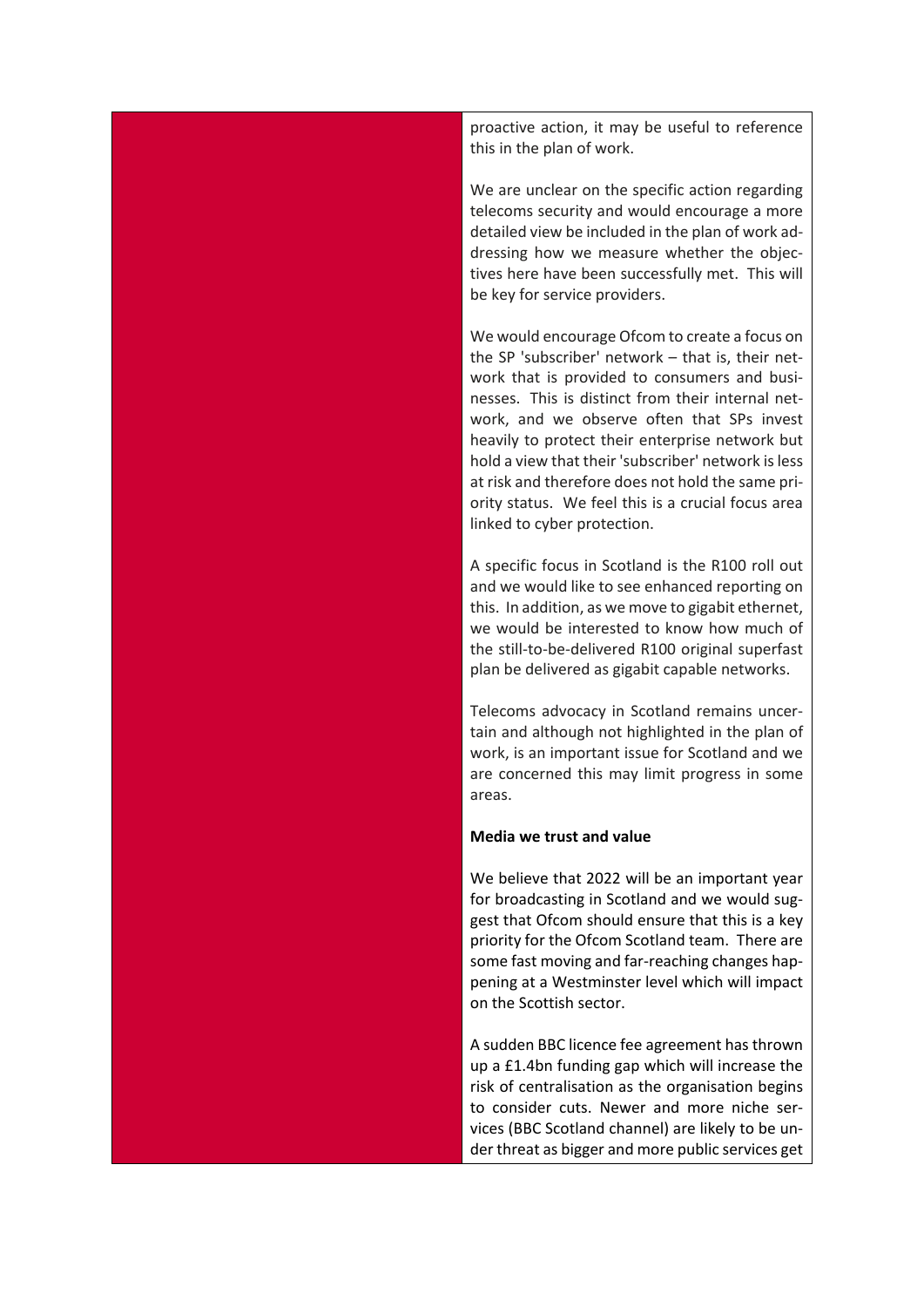proactive action, it may be useful to reference this in the plan of work.

We are unclear on the specific action regarding telecoms security and would encourage a more detailed view be included in the plan of work addressing how we measure whether the objectives here have been successfully met. This will be key for service providers.

We would encourage Ofcom to create a focus on the SP 'subscriber' network – that is, their network that is provided to consumers and businesses. This is distinct from their internal network, and we observe often that SPs invest heavily to protect their enterprise network but hold a view that their 'subscriber' network is less at risk and therefore does not hold the same priority status. We feel this is a crucial focus area linked to cyber protection.

A specific focus in Scotland is the R100 roll out and we would like to see enhanced reporting on this. In addition, as we move to gigabit ethernet, we would be interested to know how much of the still-to-be-delivered R100 original superfast plan be delivered as gigabit capable networks.

Telecoms advocacy in Scotland remains uncertain and although not highlighted in the plan of work, is an important issue for Scotland and we are concerned this may limit progress in some areas.

**Media we trust and value**

We believe that 2022 will be an important year for broadcasting in Scotland and we would suggest that Ofcom should ensure that this is a key priority for the Ofcom Scotland team. There are some fast moving and far-reaching changes happening at a Westminster level which will impact on the Scottish sector.

A sudden BBC licence fee agreement has thrown up a £1.4bn funding gap which will increase the risk of centralisation as the organisation begins to consider cuts. Newer and more niche services (BBC Scotland channel) are likely to be under threat as bigger and more public services get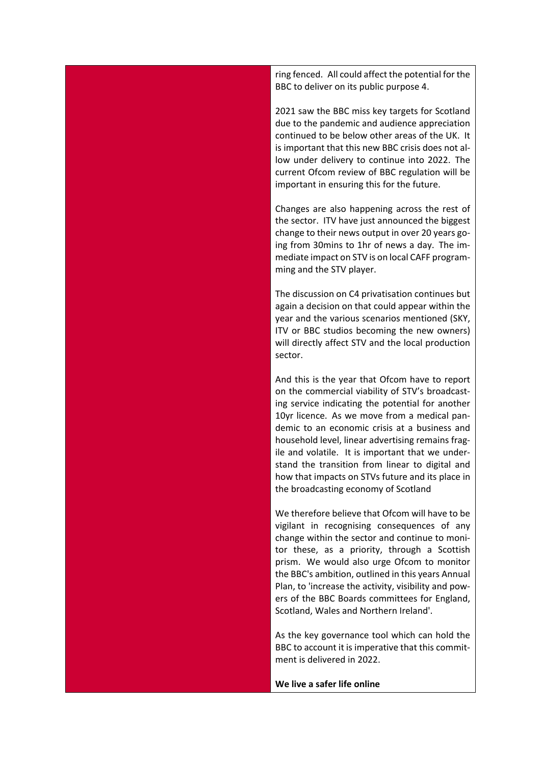ring fenced. All could affect the potential for the BBC to deliver on its public purpose 4.

2021 saw the BBC miss key targets for Scotland due to the pandemic and audience appreciation continued to be below other areas of the UK. It is important that this new BBC crisis does not allow under delivery to continue into 2022. The current Ofcom review of BBC regulation will be important in ensuring this for the future.

Changes are also happening across the rest of the sector. ITV have just announced the biggest change to their news output in over 20 years going from 30mins to 1hr of news a day. The immediate impact on STV is on local CAFF programming and the STV player.

The discussion on C4 privatisation continues but again a decision on that could appear within the year and the various scenarios mentioned (SKY, ITV or BBC studios becoming the new owners) will directly affect STV and the local production sector.

And this is the year that Ofcom have to report on the commercial viability of STV's broadcasting service indicating the potential for another 10yr licence. As we move from a medical pandemic to an economic crisis at a business and household level, linear advertising remains fragile and volatile. It is important that we understand the transition from linear to digital and how that impacts on STVs future and its place in the broadcasting economy of Scotland

We therefore believe that Ofcom will have to be vigilant in recognising consequences of any change within the sector and continue to monitor these, as a priority, through a Scottish prism. We would also urge Ofcom to monitor the BBC's ambition, outlined in this years Annual Plan, to 'increase the activity, visibility and powers of the BBC Boards committees for England, Scotland, Wales and Northern Ireland'.

As the key governance tool which can hold the BBC to account it is imperative that this commitment is delivered in 2022.

**We live a safer life online**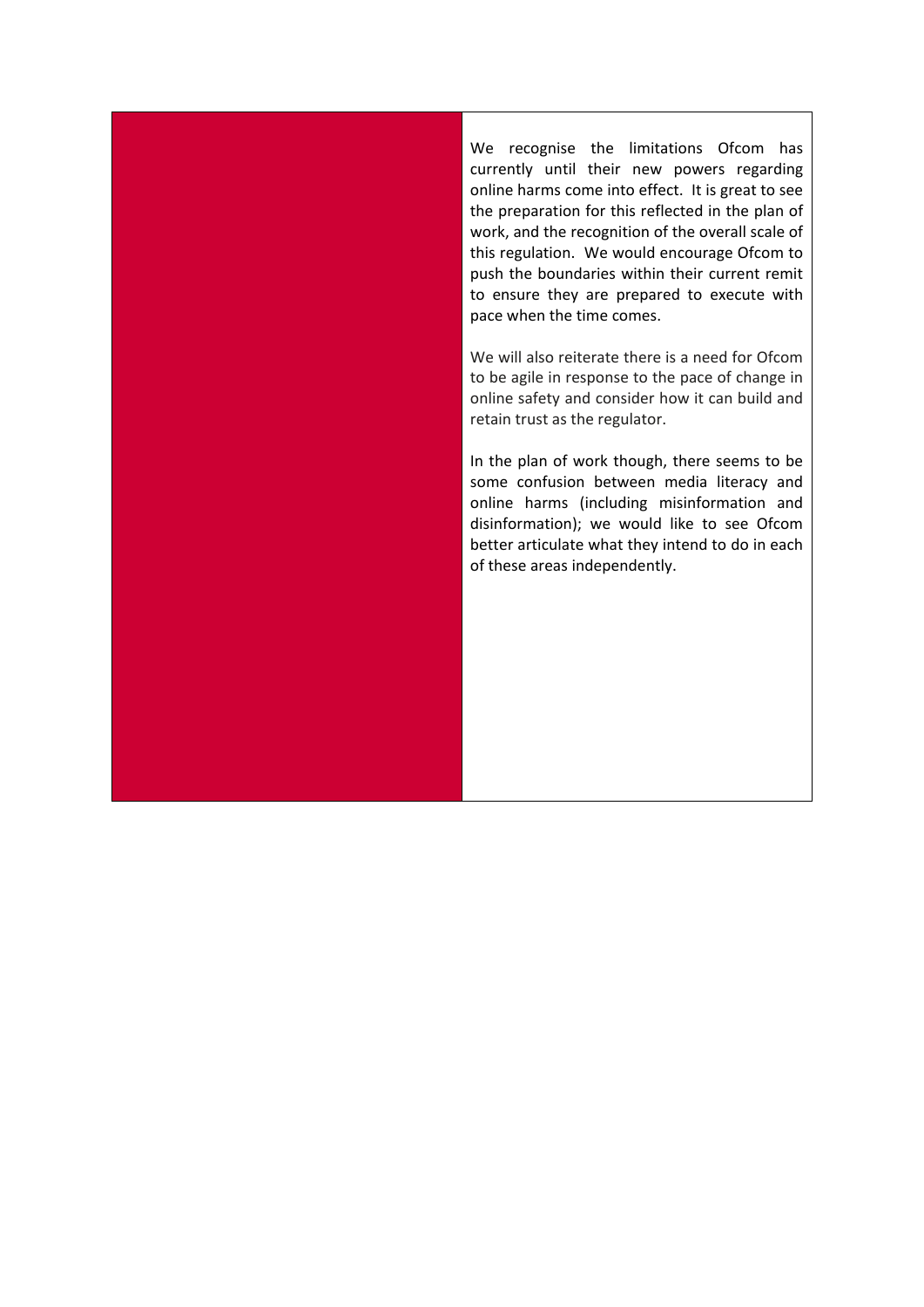We recognise the limitations Ofcom has currently until their new powers regarding online harms come into effect. It is great to see the preparation for this reflected in the plan of work, and the recognition of the overall scale of this regulation. We would encourage Ofcom to push the boundaries within their current remit to ensure they are prepared to execute with pace when the time comes.

We will also reiterate there is a need for Ofcom to be agile in response to the pace of change in online safety and consider how it can build and retain trust as the regulator.

In the plan of work though, there seems to be some confusion between media literacy and online harms (including misinformation and disinformation); we would like to see Ofcom better articulate what they intend to do in each of these areas independently.